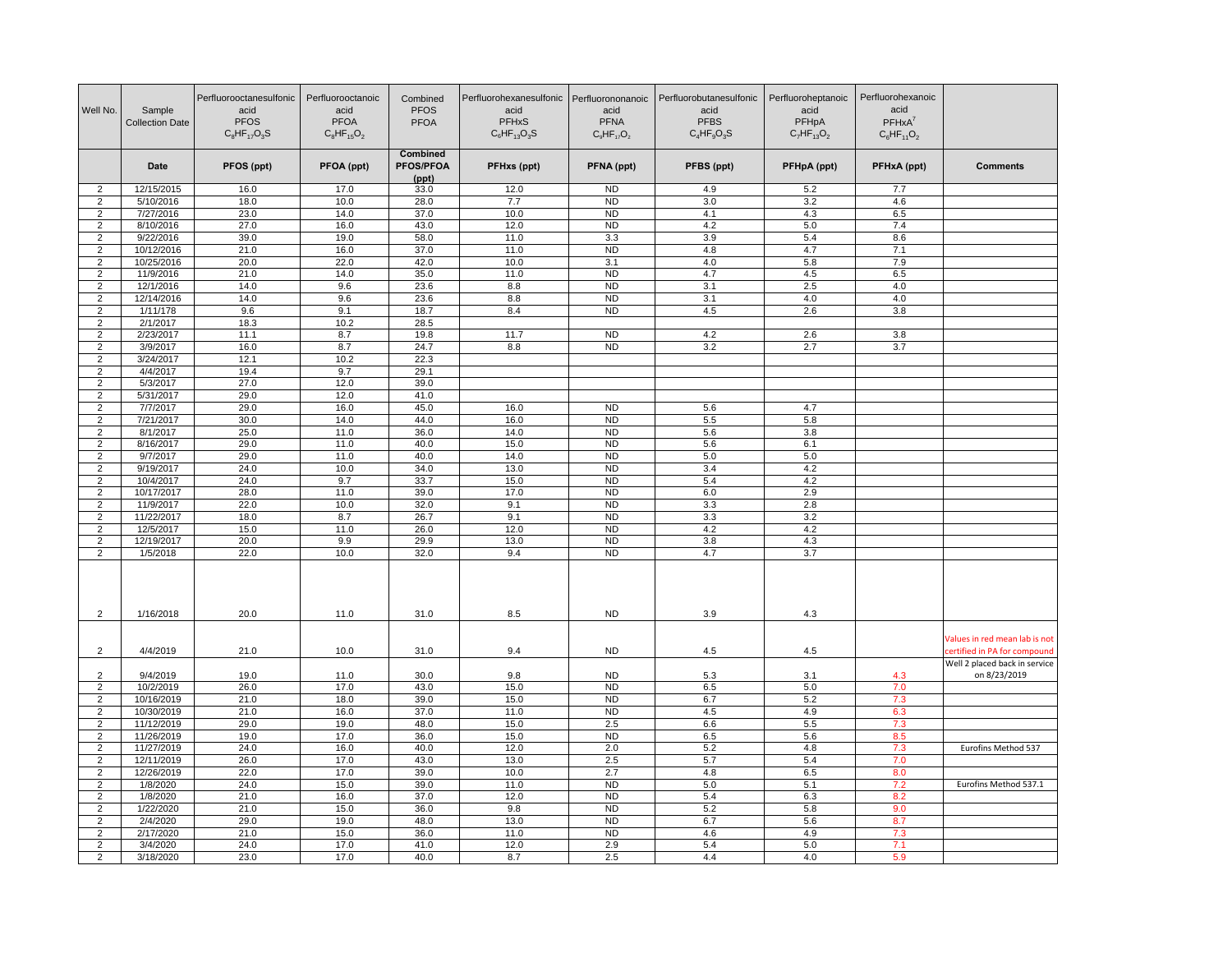| Well No. | Sample Collection Date | Perfluorooctanesulfonic acid PFOS $C_8HF_{17}O_3S$ | Perfluorooctanoic acid PFOA $C_8HF_{15}O_2$ | Combined PFOS PFOA | Perfluorohexanesulfonic acid PFHxS $C_6HF_{13}O_3S$ | Perfluorononanoic acid PFNA $C_9HF_{17}O_2$ | Perfluorobutanesulfonic acid PFBS $C_4HF_9O_3S$ | Perfluoroheptanoic acid PFHpA $C_7HF_{13}O_2$ | Perfluorohexanoic acid PFHxA[7] $C_6HF_{11}O_2$ | |
|---|---|---|---|---|---|---|---|---|---|---|
| | **Date** | **PFOS (ppt)** | **PFOA (ppt)** | **Combined PFOS/PFOA (ppt)** | **PFHxs (ppt)** | **PFNA (ppt)** | **PFBS (ppt)** | **PFHpA (ppt)** | **PFHxA (ppt)** | **Comments** |
| 2 | 12/15/2015 | 16.0 | 17.0 | 33.0 | 12.0 | ND | 4.9 | 5.2 | 7.7 | |
| 2 | 5/10/2016 | 18.0 | 10.0 | 28.0 | 7.7 | ND | 3.0 | 3.2 | 4.6 | |
| 2 | 7/27/2016 | 23.0 | 14.0 | 37.0 | 10.0 | ND | 4.1 | 4.3 | 6.5 | |
| 2 | 8/10/2016 | 27.0 | 16.0 | 43.0 | 12.0 | ND | 4.2 | 5.0 | 7.4 | |
| 2 | 9/22/2016 | 39.0 | 19.0 | 58.0 | 11.0 | 3.3 | 3.9 | 5.4 | 8.6 | |
| 2 | 10/12/2016 | 21.0 | 16.0 | 37.0 | 11.0 | ND | 4.8 | 4.7 | 7.1 | |
| 2 | 10/25/2016 | 20.0 | 22.0 | 42.0 | 10.0 | 3.1 | 4.0 | 5.8 | 7.9 | |
| 2 | 11/9/2016 | 21.0 | 14.0 | 35.0 | 11.0 | ND | 4.7 | 4.5 | 6.5 | |
| 2 | 12/1/2016 | 14.0 | 9.6 | 23.6 | 8.8 | ND | 3.1 | 2.5 | 4.0 | |
| 2 | 12/14/2016 | 14.0 | 9.6 | 23.6 | 8.8 | ND | 3.1 | 4.0 | 4.0 | |
| 2 | 1/11/178 | 9.6 | 9.1 | 18.7 | 8.4 | ND | 4.5 | 2.6 | 3.8 | |
| 2 | 2/1/2017 | 18.3 | 10.2 | 28.5 | | | | | | |
| 2 | 2/23/2017 | 11.1 | 8.7 | 19.8 | 11.7 | ND | 4.2 | 2.6 | 3.8 | |
| 2 | 3/9/2017 | 16.0 | 8.7 | 24.7 | 8.8 | ND | 3.2 | 2.7 | 3.7 | |
| 2 | 3/24/2017 | 12.1 | 10.2 | 22.3 | | | | | | |
| 2 | 4/4/2017 | 19.4 | 9.7 | 29.1 | | | | | | |
| 2 | 5/3/2017 | 27.0 | 12.0 | 39.0 | | | | | | |
| 2 | 5/31/2017 | 29.0 | 12.0 | 41.0 | | | | | | |
| 2 | 7/7/2017 | 29.0 | 16.0 | 45.0 | 16.0 | ND | 5.6 | 4.7 | | |
| 2 | 7/21/2017 | 30.0 | 14.0 | 44.0 | 16.0 | ND | 5.5 | 5.8 | | |
| 2 | 8/1/2017 | 25.0 | 11.0 | 36.0 | 14.0 | ND | 5.6 | 3.8 | | |
| 2 | 8/16/2017 | 29.0 | 11.0 | 40.0 | 15.0 | ND | 5.6 | 6.1 | | |
| 2 | 9/7/2017 | 29.0 | 11.0 | 40.0 | 14.0 | ND | 5.0 | 5.0 | | |
| 2 | 9/19/2017 | 24.0 | 10.0 | 34.0 | 13.0 | ND | 3.4 | 4.2 | | |
| 2 | 10/4/2017 | 24.0 | 9.7 | 33.7 | 15.0 | ND | 5.4 | 4.2 | | |
| 2 | 10/17/2017 | 28.0 | 11.0 | 39.0 | 17.0 | ND | 6.0 | 2.9 | | |
| 2 | 11/9/2017 | 22.0 | 10.0 | 32.0 | 9.1 | ND | 3.3 | 2.8 | | |
| 2 | 11/22/2017 | 18.0 | 8.7 | 26.7 | 9.1 | ND | 3.3 | 3.2 | | |
| 2 | 12/5/2017 | 15.0 | 11.0 | 26.0 | 12.0 | ND | 4.2 | 4.2 | | |
| 2 | 12/19/2017 | 20.0 | 9.9 | 29.9 | 13.0 | ND | 3.8 | 4.3 | | |
| 2 | 1/5/2018 | 22.0 | 10.0 | 32.0 | 9.4 | ND | 4.7 | 3.7 | | |
| 2 | 1/16/2018 | 20.0 | 11.0 | 31.0 | 8.5 | ND | 3.9 | 4.3 | | |
| 2 | 4/4/2019 | 21.0 | 10.0 | 31.0 | 9.4 | ND | 4.5 | 4.5 | | Values in red mean lab is not certified in PA for compound |
| 2 | 9/4/2019 | 19.0 | 11.0 | 30.0 | 9.8 | ND | 5.3 | 3.1 | 4.3 | Well 2 placed back in service on 8/23/2019 |
| 2 | 10/2/2019 | 26.0 | 17.0 | 43.0 | 15.0 | ND | 6.5 | 5.0 | 7.0 | |
| 2 | 10/16/2019 | 21.0 | 18.0 | 39.0 | 15.0 | ND | 6.7 | 5.2 | 7.3 | |
| 2 | 10/30/2019 | 21.0 | 16.0 | 37.0 | 11.0 | ND | 4.5 | 4.9 | 6.3 | |
| 2 | 11/12/2019 | 29.0 | 19.0 | 48.0 | 15.0 | 2.5 | 6.6 | 5.5 | 7.3 | |
| 2 | 11/26/2019 | 19.0 | 17.0 | 36.0 | 15.0 | ND | 6.5 | 5.6 | 8.5 | |
| 2 | 11/27/2019 | 24.0 | 16.0 | 40.0 | 12.0 | 2.0 | 5.2 | 4.8 | 7.3 | Eurofins Method 537 |
| 2 | 12/11/2019 | 26.0 | 17.0 | 43.0 | 13.0 | 2.5 | 5.7 | 5.4 | 7.0 | |
| 2 | 12/26/2019 | 22.0 | 17.0 | 39.0 | 10.0 | 2.7 | 4.8 | 6.5 | 8.0 | |
| 2 | 1/8/2020 | 24.0 | 15.0 | 39.0 | 11.0 | ND | 5.0 | 5.1 | 7.2 | Eurofins Method 537.1 |
| 2 | 1/8/2020 | 21.0 | 16.0 | 37.0 | 12.0 | ND | 5.4 | 6.3 | 8.2 | |
| 2 | 1/22/2020 | 21.0 | 15.0 | 36.0 | 9.8 | ND | 5.2 | 5.8 | 9.0 | |
| 2 | 2/4/2020 | 29.0 | 19.0 | 48.0 | 13.0 | ND | 6.7 | 5.6 | 8.7 | |
| 2 | 2/17/2020 | 21.0 | 15.0 | 36.0 | 11.0 | ND | 4.6 | 4.9 | 7.3 | |
| 2 | 3/4/2020 | 24.0 | 17.0 | 41.0 | 12.0 | 2.9 | 5.4 | 5.0 | 7.1 | |
| 2 | 3/18/2020 | 23.0 | 17.0 | 40.0 | 8.7 | 2.5 | 4.4 | 4.0 | 5.9 | |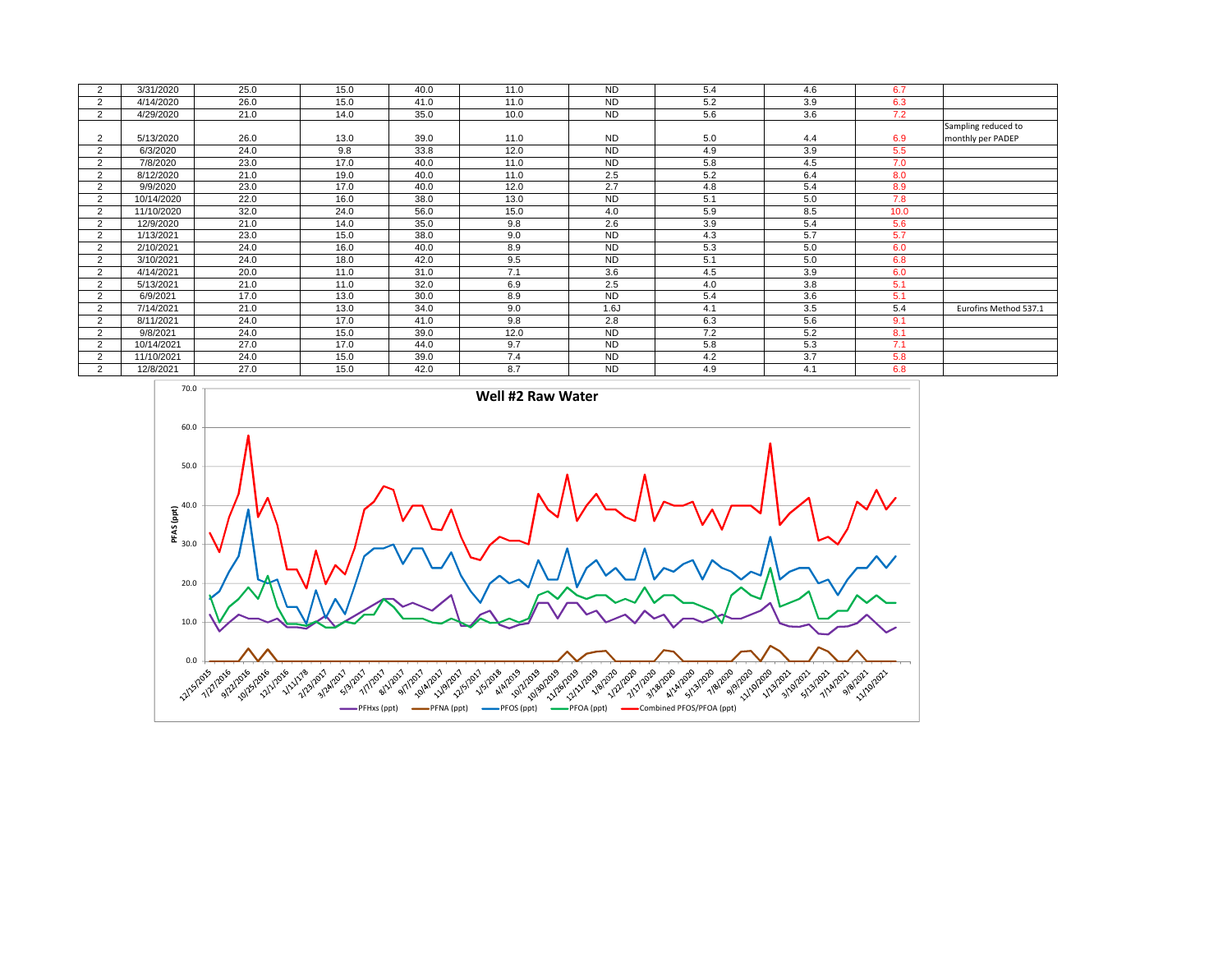| | | | | | | | | | | |
|---|---|---|---|---|---|---|---|---|---|---|
| 2 | 3/31/2020 | 25.0 | 15.0 | 40.0 | 11.0 | ND | 5.4 | 4.6 | 6.7 | |
| 2 | 4/14/2020 | 26.0 | 15.0 | 41.0 | 11.0 | ND | 5.2 | 3.9 | 6.3 | |
| 2 | 4/29/2020 | 21.0 | 14.0 | 35.0 | 10.0 | ND | 5.6 | 3.6 | 7.2 | |
| 2 | 5/13/2020 | 26.0 | 13.0 | 39.0 | 11.0 | ND | 5.0 | 4.4 | 6.9 | Sampling reduced to monthly per PADEP |
| 2 | 6/3/2020 | 24.0 | 9.8 | 33.8 | 12.0 | ND | 4.9 | 3.9 | 5.5 | |
| 2 | 7/8/2020 | 23.0 | 17.0 | 40.0 | 11.0 | ND | 5.8 | 4.5 | 7.0 | |
| 2 | 8/12/2020 | 21.0 | 19.0 | 40.0 | 11.0 | 2.5 | 5.2 | 6.4 | 8.0 | |
| 2 | 9/9/2020 | 23.0 | 17.0 | 40.0 | 12.0 | 2.7 | 4.8 | 5.4 | 8.9 | |
| 2 | 10/14/2020 | 22.0 | 16.0 | 38.0 | 13.0 | ND | 5.1 | 5.0 | 7.8 | |
| 2 | 11/10/2020 | 32.0 | 24.0 | 56.0 | 15.0 | 4.0 | 5.9 | 8.5 | 10.0 | |
| 2 | 12/9/2020 | 21.0 | 14.0 | 35.0 | 9.8 | 2.6 | 3.9 | 5.4 | 5.6 | |
| 2 | 1/13/2021 | 23.0 | 15.0 | 38.0 | 9.0 | ND | 4.3 | 5.7 | 5.7 | |
| 2 | 2/10/2021 | 24.0 | 16.0 | 40.0 | 8.9 | ND | 5.3 | 5.0 | 6.0 | |
| 2 | 3/10/2021 | 24.0 | 18.0 | 42.0 | 9.5 | ND | 5.1 | 5.0 | 6.8 | |
| 2 | 4/14/2021 | 20.0 | 11.0 | 31.0 | 7.1 | 3.6 | 4.5 | 3.9 | 6.0 | |
| 2 | 5/13/2021 | 21.0 | 11.0 | 32.0 | 6.9 | 2.5 | 4.0 | 3.8 | 5.1 | |
| 2 | 6/9/2021 | 17.0 | 13.0 | 30.0 | 8.9 | ND | 5.4 | 3.6 | 5.1 | |
| 2 | 7/14/2021 | 21.0 | 13.0 | 34.0 | 9.0 | 1.6J | 4.1 | 3.5 | 5.4 | Eurofins Method 537.1 |
| 2 | 8/11/2021 | 24.0 | 17.0 | 41.0 | 9.8 | 2.8 | 6.3 | 5.6 | 9.1 | |
| 2 | 9/8/2021 | 24.0 | 15.0 | 39.0 | 12.0 | ND | 7.2 | 5.2 | 8.1 | |
| 2 | 10/14/2021 | 27.0 | 17.0 | 44.0 | 9.7 | ND | 5.8 | 5.3 | 7.1 | |
| 2 | 11/10/2021 | 24.0 | 15.0 | 39.0 | 7.4 | ND | 4.2 | 3.7 | 5.8 | |
| 2 | 12/8/2021 | 27.0 | 15.0 | 42.0 | 8.7 | ND | 4.9 | 4.1 | 6.8 | |

**Well #2 Raw Water**

PFAS (ppt)

70.0
60.0
50.0
40.0
30.0
20.0
10.0
0.0

12/15/2015, 7/27/2016, 9/22/2016, 10/25/2016, 12/1/2016, 1/11/17, 2/23/2017, 3/24/2017, 5/3/2017, 7/7/2017, 8/1/2017, 9/7/2017, 10/4/2017, 11/9/2017, 12/5/2017, 1/5/2018, 4/4/2019, 10/2/2019, 10/30/2019, 11/26/2019, 12/11/2019, 1/8/2020, 1/22/2020, 2/17/2020, 3/18/2020, 4/14/2020, 5/13/2020, 7/8/2020, 9/9/2020, 11/10/2020, 1/13/2021, 3/10/2021, 5/13/2021, 7/14/2021, 9/8/2021, 11/10/2021

PFHxs (ppt) — PFNA (ppt) — PFOS (ppt) — PFOA (ppt) — Combined PFOS/PFOA (ppt)